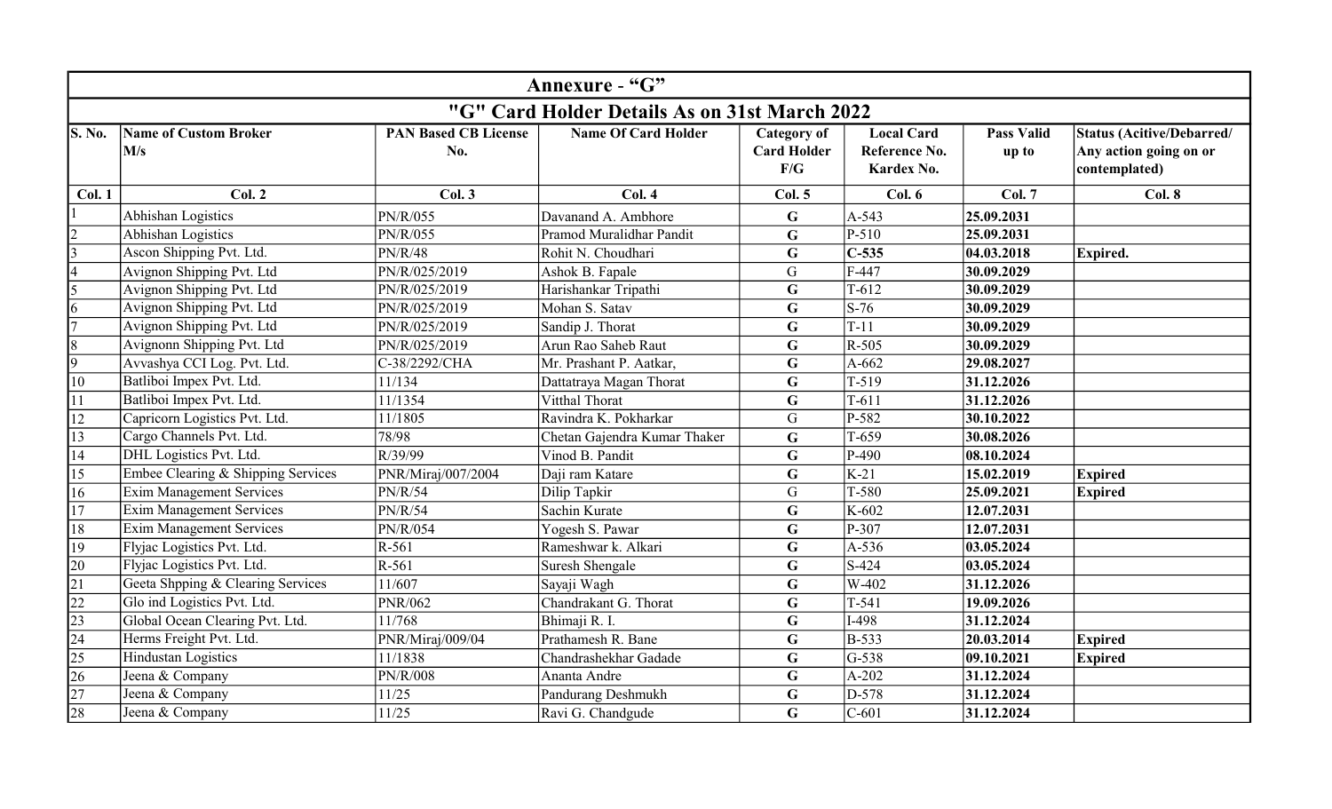# Annexure - "G"

## "G" Card Holder Details As on 31st March 2022

| S. No. | Name of Custom Broker M/s | PAN Based CB License No. | Name Of Card Holder | Category of Card Holder F/G | Local Card Reference No. Kardex No. | Pass Valid up to | Status (Acitive/Debarred/ Any action going on or contemplated) |
|---|---|---|---|---|---|---|---|
| Col. 1 | Col. 2 | Col. 3 | Col. 4 | Col. 5 | Col. 6 | Col. 7 | Col. 8 |
| 1 | Abhishan Logistics | PN/R/055 | Davanand A. Ambhore | G | A-543 | 25.09.2031 | |
| 2 | Abhishan Logistics | PN/R/055 | Pramod Muralidhar Pandit | G | P-510 | 25.09.2031 | |
| 3 | Ascon Shipping Pvt. Ltd. | PN/R/48 | Rohit N. Choudhari | G | C-535 | 04.03.2018 | Expired. |
| 4 | Avignon Shipping Pvt. Ltd | PN/R/025/2019 | Ashok B. Fapale | G | F-447 | 30.09.2029 | |
| 5 | Avignon Shipping Pvt. Ltd | PN/R/025/2019 | Harishankar Tripathi | G | T-612 | 30.09.2029 | |
| 6 | Avignon Shipping Pvt. Ltd | PN/R/025/2019 | Mohan S. Satav | G | S-76 | 30.09.2029 | |
| 7 | Avignon Shipping Pvt. Ltd | PN/R/025/2019 | Sandip J. Thorat | G | T-11 | 30.09.2029 | |
| 8 | Avignonn Shipping Pvt. Ltd | PN/R/025/2019 | Arun Rao Saheb Raut | G | R-505 | 30.09.2029 | |
| 9 | Avvashya CCI Log. Pvt. Ltd. | C-38/2292/CHA | Mr. Prashant P. Aatkar, | G | A-662 | 29.08.2027 | |
| 10 | Batliboi Impex Pvt. Ltd. | 11/134 | Dattatraya Magan Thorat | G | T-519 | 31.12.2026 | |
| 11 | Batliboi Impex Pvt. Ltd. | 11/1354 | Vitthal Thorat | G | T-611 | 31.12.2026 | |
| 12 | Capricorn Logistics Pvt. Ltd. | 11/1805 | Ravindra K. Pokharkar | G | P-582 | 30.10.2022 | |
| 13 | Cargo Channels Pvt. Ltd. | 78/98 | Chetan Gajendra Kumar Thaker | G | T-659 | 30.08.2026 | |
| 14 | DHL Logistics Pvt. Ltd. | R/39/99 | Vinod B. Pandit | G | P-490 | 08.10.2024 | |
| 15 | Embee Clearing & Shipping Services | PNR/Miraj/007/2004 | Daji ram Katare | G | K-21 | 15.02.2019 | Expired |
| 16 | Exim Management Services | PN/R/54 | Dilip Tapkir | G | T-580 | 25.09.2021 | Expired |
| 17 | Exim Management Services | PN/R/54 | Sachin Kurate | G | K-602 | 12.07.2031 | |
| 18 | Exim Management Services | PN/R/054 | Yogesh S. Pawar | G | P-307 | 12.07.2031 | |
| 19 | Flyjac Logistics Pvt. Ltd. | R-561 | Rameshwar k. Alkari | G | A-536 | 03.05.2024 | |
| 20 | Flyjac Logistics Pvt. Ltd. | R-561 | Suresh Shengale | G | S-424 | 03.05.2024 | |
| 21 | Geeta Shpping & Clearing Services | 11/607 | Sayaji Wagh | G | W-402 | 31.12.2026 | |
| 22 | Glo ind Logistics Pvt. Ltd. | PNR/062 | Chandrakant G. Thorat | G | T-541 | 19.09.2026 | |
| 23 | Global Ocean Clearing Pvt. Ltd. | 11/768 | Bhimaji R. I. | G | I-498 | 31.12.2024 | |
| 24 | Herms Freight Pvt. Ltd. | PNR/Miraj/009/04 | Prathamesh R. Bane | G | B-533 | 20.03.2014 | Expired |
| 25 | Hindustan Logistics | 11/1838 | Chandrashekhar Gadade | G | G-538 | 09.10.2021 | Expired |
| 26 | Jeena & Company | PN/R/008 | Ananta Andre | G | A-202 | 31.12.2024 | |
| 27 | Jeena & Company | 11/25 | Pandurang Deshmukh | G | D-578 | 31.12.2024 | |
| 28 | Jeena & Company | 11/25 | Ravi G. Chandgude | G | C-601 | 31.12.2024 | |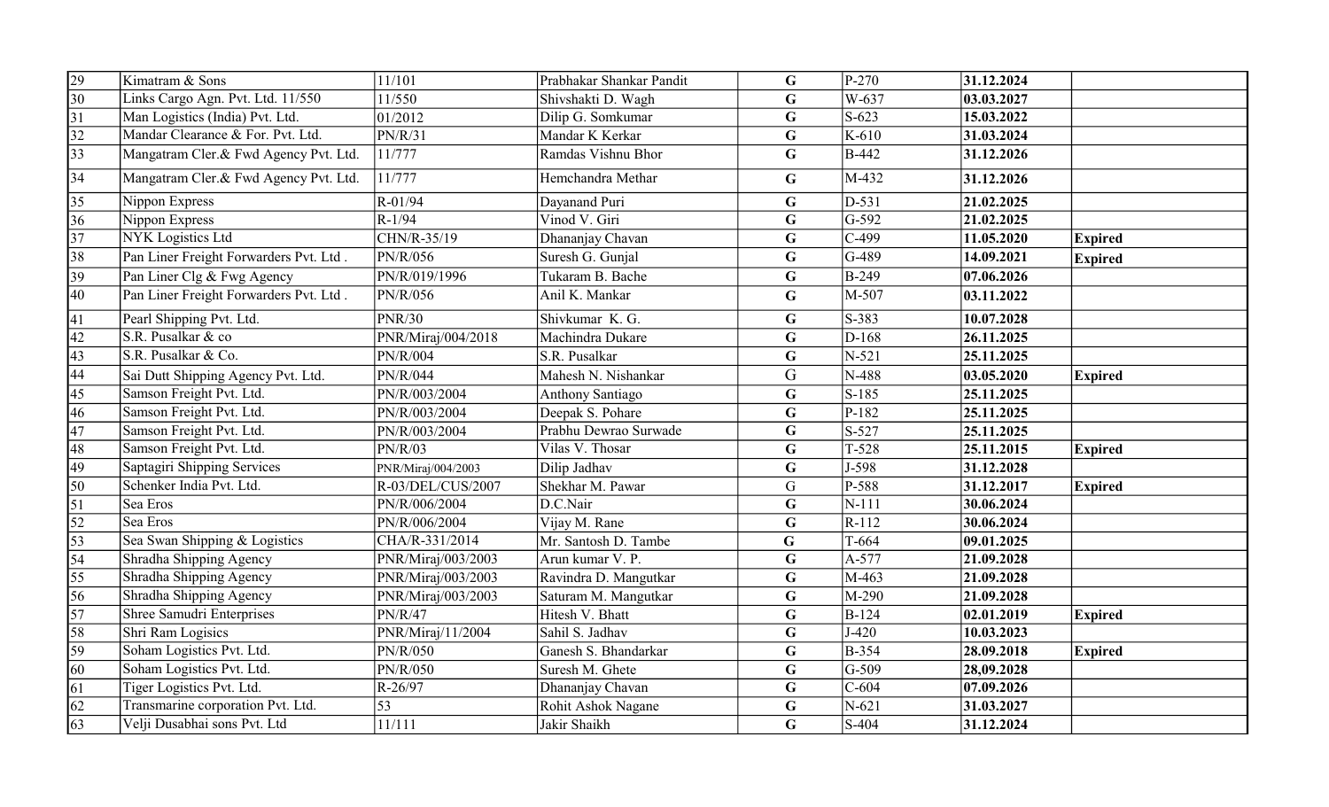| 29 | Kimatram & Sons | 11/101 | Prabhakar Shankar Pandit | G | P-270 | 31.12.2024 | |
|---|---|---|---|---|---|---|---|
| 30 | Links Cargo Agn. Pvt. Ltd. 11/550 | 11/550 | Shivshakti D. Wagh | G | W-637 | 03.03.2027 | |
| 31 | Man Logistics (India) Pvt. Ltd. | 01/2012 | Dilip G. Somkumar | G | S-623 | 15.03.2022 | |
| 32 | Mandar Clearance & For. Pvt. Ltd. | PN/R/31 | Mandar K Kerkar | G | K-610 | 31.03.2024 | |
| 33 | Mangatram Cler.& Fwd Agency Pvt. Ltd. | 11/777 | Ramdas Vishnu Bhor | G | B-442 | 31.12.2026 | |
| 34 | Mangatram Cler.& Fwd Agency Pvt. Ltd. | 11/777 | Hemchandra Methar | G | M-432 | 31.12.2026 | |
| 35 | Nippon Express | R-01/94 | Dayanand Puri | G | D-531 | 21.02.2025 | |
| 36 | Nippon Express | R-1/94 | Vinod V. Giri | G | G-592 | 21.02.2025 | |
| 37 | NYK Logistics Ltd | CHN/R-35/19 | Dhananjay Chavan | G | C-499 | 11.05.2020 | Expired |
| 38 | Pan Liner Freight Forwarders Pvt. Ltd . | PN/R/056 | Suresh G. Gunjal | G | G-489 | 14.09.2021 | Expired |
| 39 | Pan Liner Clg & Fwg Agency | PN/R/019/1996 | Tukaram B. Bache | G | B-249 | 07.06.2026 | |
| 40 | Pan Liner Freight Forwarders Pvt. Ltd . | PN/R/056 | Anil K. Mankar | G | M-507 | 03.11.2022 | |
| 41 | Pearl Shipping Pvt. Ltd. | PNR/30 | Shivkumar K. G. | G | S-383 | 10.07.2028 | |
| 42 | S.R. Pusalkar & co | PNR/Miraj/004/2018 | Machindra Dukare | G | D-168 | 26.11.2025 | |
| 43 | S.R. Pusalkar & Co. | PN/R/004 | S.R. Pusalkar | G | N-521 | 25.11.2025 | |
| 44 | Sai Dutt Shipping Agency Pvt. Ltd. | PN/R/044 | Mahesh N. Nishankar | G | N-488 | 03.05.2020 | Expired |
| 45 | Samson Freight Pvt. Ltd. | PN/R/003/2004 | Anthony Santiago | G | S-185 | 25.11.2025 | |
| 46 | Samson Freight Pvt. Ltd. | PN/R/003/2004 | Deepak S. Pohare | G | P-182 | 25.11.2025 | |
| 47 | Samson Freight Pvt. Ltd. | PN/R/003/2004 | Prabhu Dewrao Surwade | G | S-527 | 25.11.2025 | |
| 48 | Samson Freight Pvt. Ltd. | PN/R/03 | Vilas V. Thosar | G | T-528 | 25.11.2015 | Expired |
| 49 | Saptagiri Shipping Services | PNR/Miraj/004/2003 | Dilip Jadhav | G | J-598 | 31.12.2028 | |
| 50 | Schenker India Pvt. Ltd. | R-03/DEL/CUS/2007 | Shekhar M. Pawar | G | P-588 | 31.12.2017 | Expired |
| 51 | Sea Eros | PN/R/006/2004 | D.C.Nair | G | N-111 | 30.06.2024 | |
| 52 | Sea Eros | PN/R/006/2004 | Vijay M. Rane | G | R-112 | 30.06.2024 | |
| 53 | Sea Swan Shipping & Logistics | CHA/R-331/2014 | Mr. Santosh D. Tambe | G | T-664 | 09.01.2025 | |
| 54 | Shradha Shipping Agency | PNR/Miraj/003/2003 | Arun kumar V. P. | G | A-577 | 21.09.2028 | |
| 55 | Shradha Shipping Agency | PNR/Miraj/003/2003 | Ravindra D. Mangutkar | G | M-463 | 21.09.2028 | |
| 56 | Shradha Shipping Agency | PNR/Miraj/003/2003 | Saturam M. Mangutkar | G | M-290 | 21.09.2028 | |
| 57 | Shree Samudri Enterprises | PN/R/47 | Hitesh V. Bhatt | G | B-124 | 02.01.2019 | Expired |
| 58 | Shri Ram Logisics | PNR/Miraj/11/2004 | Sahil S. Jadhav | G | J-420 | 10.03.2023 | |
| 59 | Soham Logistics Pvt. Ltd. | PN/R/050 | Ganesh S. Bhandarkar | G | B-354 | 28.09.2018 | Expired |
| 60 | Soham Logistics Pvt. Ltd. | PN/R/050 | Suresh M. Ghete | G | G-509 | 28,09.2028 | |
| 61 | Tiger Logistics Pvt. Ltd. | R-26/97 | Dhananjay Chavan | G | C-604 | 07.09.2026 | |
| 62 | Transmarine corporation Pvt. Ltd. | 53 | Rohit Ashok Nagane | G | N-621 | 31.03.2027 | |
| 63 | Velji Dusabhai sons Pvt. Ltd | 11/111 | Jakir Shaikh | G | S-404 | 31.12.2024 | |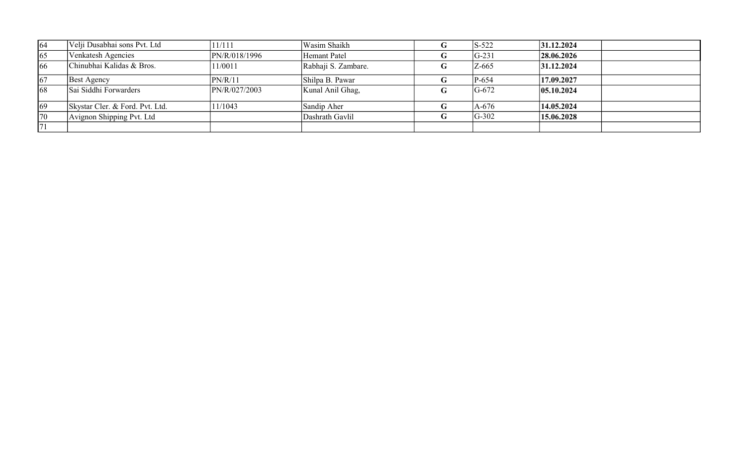| | | | | | | | |
|---|---|---|---|---|---|---|---|
| 64 | Velji Dusabhai sons Pvt. Ltd | 11/111 | Wasim Shaikh | **G** | S-522 | **31.12.2024** | |
| 65 | Venkatesh Agencies | PN/R/018/1996 | Hemant Patel | **G** | G-231 | **28.06.2026** | |
| 66 | Chinubhai Kalidas & Bros. | 11/0011 | Rabhaji S. Zambare. | **G** | Z-665 | **31.12.2024** | |
| 67 | Best Agency | PN/R/11 | Shilpa B. Pawar | **G** | P-654 | **17.09.2027** | |
| 68 | Sai Siddhi Forwarders | PN/R/027/2003 | Kunal Anil Ghag, | **G** | G-672 | **05.10.2024** | |
| 69 | Skystar Cler. & Ford. Pvt. Ltd. | 11/1043 | Sandip Aher | **G** | A-676 | **14.05.2024** | |
| 70 | Avignon Shipping Pvt. Ltd | | Dashrath Gavlil | **G** | G-302 | **15.06.2028** | |
| 71 | | | | | | | |